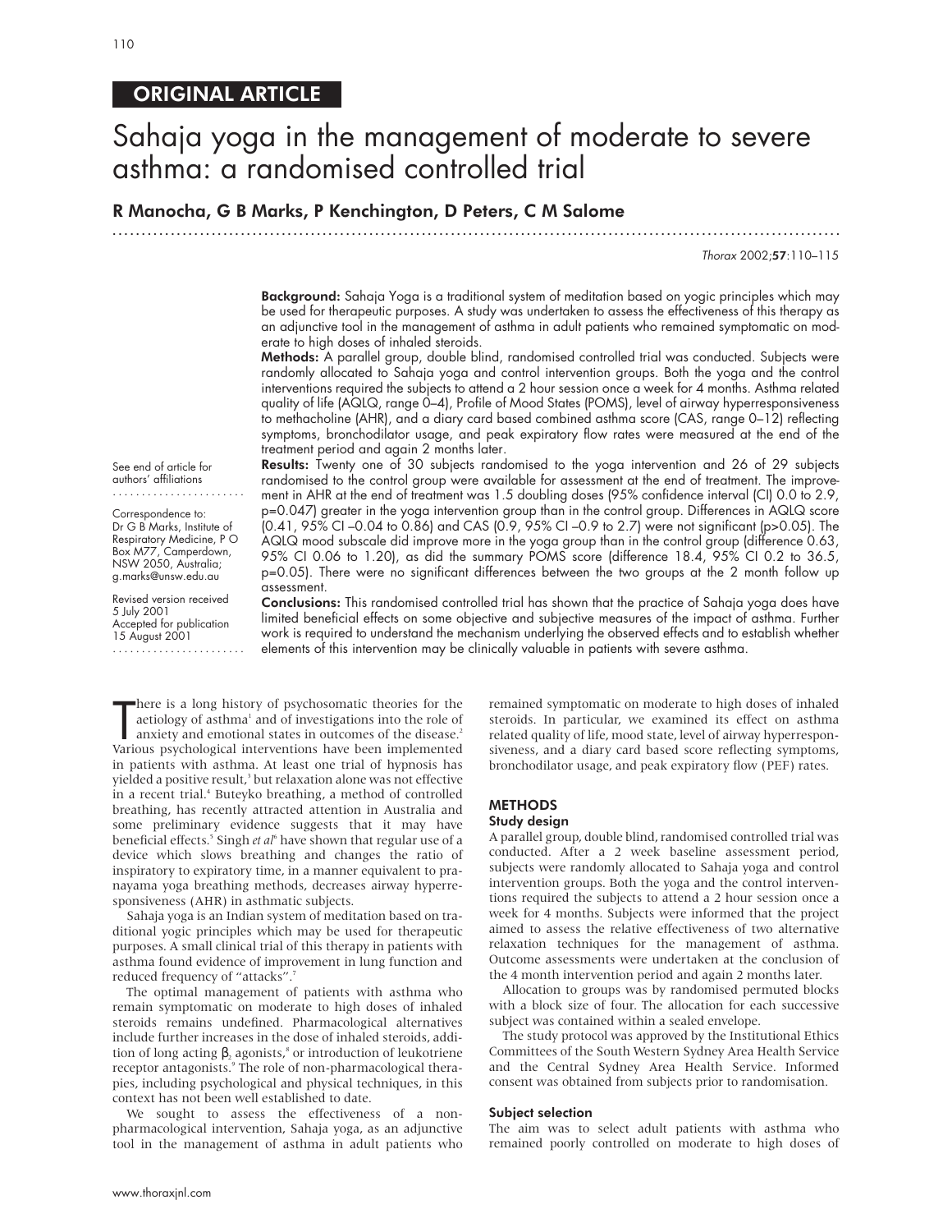ORIGINAL ARTICLE

# Sahaja yoga in the management of moderate to severe asthma: a randomised controlled trial

**R Manocha, G B Marks, P Kenchington, D Peters, C M Salome**

See end of article for authors' affiliations

Correspondence to: Dr G B Marks, Institute of Respiratory Medicine, P O Box M77, Camperdown, NSW 2050, Australia; g.marks@unsw.edu.au

Revised version received 5 July 2001
Accepted for publication 15 August 2001

**Background:** Sahaja Yoga is a traditional system of meditation based on yogic principles which may be used for therapeutic purposes. A study was undertaken to assess the effectiveness of this therapy as an adjunctive tool in the management of asthma in adult patients who remained symptomatic on moderate to high doses of inhaled steroids.

**Methods:** A parallel group, double blind, randomised controlled trial was conducted. Subjects were randomly allocated to Sahaja yoga and control intervention groups. Both the yoga and the control interventions required the subjects to attend a 2 hour session once a week for 4 months. Asthma related quality of life (AQLQ, range 0–4), Profile of Mood States (POMS), level of airway hyperresponsiveness to methacholine (AHR), and a diary card based combined asthma score (CAS, range 0–12) reflecting symptoms, bronchodilator usage, and peak expiratory flow rates were measured at the end of the treatment period and again 2 months later.

**Results:** Twenty one of 30 subjects randomised to the yoga intervention and 26 of 29 subjects randomised to the control group were available for assessment at the end of treatment. The improvement in AHR at the end of treatment was 1.5 doubling doses (95% confidence interval (CI) 0.0 to 2.9, p=0.047) greater in the yoga intervention group than in the control group. Differences in AQLQ score (0.41, 95% CI –0.04 to 0.86) and CAS (0.9, 95% CI –0.9 to 2.7) were not significant (p>0.05). The AQLQ mood subscale did improve more in the yoga group than in the control group (difference 0.63, 95% CI 0.06 to 1.20), as did the summary POMS score (difference 18.4, 95% CI 0.2 to 36.5, p=0.05). There were no significant differences between the two groups at the 2 month follow up assessment.

**Conclusions:** This randomised controlled trial has shown that the practice of Sahaja yoga does have limited beneficial effects on some objective and subjective measures of the impact of asthma. Further work is required to understand the mechanism underlying the observed effects and to establish whether elements of this intervention may be clinically valuable in patients with severe asthma.

There is a long history of psychosomatic theories for the aetiology of asthma[1] and of investigations into the role of anxiety and emotional states in outcomes of the disease.[2] Various psychological interventions have been implemented in patients with asthma. At least one trial of hypnosis has yielded a positive result,[3] but relaxation alone was not effective in a recent trial.[4] Buteyko breathing, a method of controlled breathing, has recently attracted attention in Australia and some preliminary evidence suggests that it may have beneficial effects.[5] Singh *et al*[6] have shown that regular use of a device which slows breathing and changes the ratio of inspiratory to expiratory time, in a manner equivalent to pranayama yoga breathing methods, decreases airway hyperresponsiveness (AHR) in asthmatic subjects.

Sahaja yoga is an Indian system of meditation based on traditional yogic principles which may be used for therapeutic purposes. A small clinical trial of this therapy in patients with asthma found evidence of improvement in lung function and reduced frequency of "attacks".[7]

The optimal management of patients with asthma who remain symptomatic on moderate to high doses of inhaled steroids remains undefined. Pharmacological alternatives include further increases in the dose of inhaled steroids, addition of long acting $\beta_2$ agonists,[8] or introduction of leukotriene receptor antagonists.[9] The role of non-pharmacological therapies, including psychological and physical techniques, in this context has not been well established to date.

We sought to assess the effectiveness of a non-pharmacological intervention, Sahaja yoga, as an adjunctive tool in the management of asthma in adult patients who remained symptomatic on moderate to high doses of inhaled steroids. In particular, we examined its effect on asthma related quality of life, mood state, level of airway hyperresponsiveness, and a diary card based score reflecting symptoms, bronchodilator usage, and peak expiratory flow (PEF) rates.

## METHODS

### Study design

A parallel group, double blind, randomised controlled trial was conducted. After a 2 week baseline assessment period, subjects were randomly allocated to Sahaja yoga and control intervention groups. Both the yoga and the control interventions required the subjects to attend a 2 hour session once a week for 4 months. Subjects were informed that the project aimed to assess the relative effectiveness of two alternative relaxation techniques for the management of asthma. Outcome assessments were undertaken at the conclusion of the 4 month intervention period and again 2 months later.

Allocation to groups was by randomised permuted blocks with a block size of four. The allocation for each successive subject was contained within a sealed envelope.

The study protocol was approved by the Institutional Ethics Committees of the South Western Sydney Area Health Service and the Central Sydney Area Health Service. Informed consent was obtained from subjects prior to randomisation.

### Subject selection

The aim was to select adult patients with asthma who remained poorly controlled on moderate to high doses of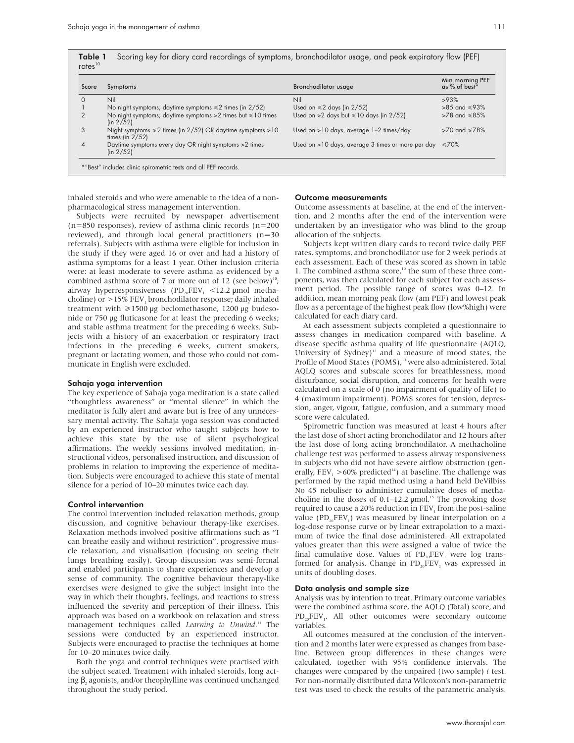**Table 1** Scoring key for diary card recordings of symptoms, bronchodilator usage, and peak expiratory flow (PEF) rates[10]

| Score | Symptoms | Bronchodilator usage | Min morning PEF as % of best* |
|---|---|---|---|
| 0 | Nil | Nil | >93% |
| 1 | No night symptoms; daytime symptoms ≤2 times (in 2/52) | Used on ≤2 days (in 2/52) | >85 and ≤93% |
| 2 | No night symptoms; daytime symptoms >2 times but ≤10 times (in 2/52) | Used on >2 days but ≤10 days (in 2/52) | >78 and ≤85% |
| 3 | Night symptoms ≤2 times (in 2/52) OR daytime symptoms >10 times (in 2/52) | Used on >10 days, average 1–2 times/day | >70 and ≤78% |
| 4 | Daytime symptoms every day OR night symptoms >2 times (in 2/52) | Used on >10 days, average 3 times or more per day | ≤70% |

*"Best" includes clinic spirometric tests and all PEF records.

inhaled steroids and who were amenable to the idea of a non-pharmacological stress management intervention.

Subjects were recruited by newspaper advertisement (n=850 responses), review of asthma clinic records (n=200 reviewed), and through local general practitioners (n=30 referrals). Subjects with asthma were eligible for inclusion in the study if they were aged 16 or over and had a history of asthma symptoms for a least 1 year. Other inclusion criteria were: at least moderate to severe asthma as evidenced by a combined asthma score of 7 or more out of 12 (see below)[10]; airway hyperresponsiveness ($PD_{20}FEV_1$ <12.2 μmol methacholine) or >15% $FEV_1$ bronchodilator response; daily inhaled treatment with ≥1500 μg beclomethasone, 1200 μg budesonide or 750 μg fluticasone for at least the preceding 6 weeks; and stable asthma treatment for the preceding 6 weeks. Subjects with a history of an exacerbation or respiratory tract infections in the preceding 6 weeks, current smokers, pregnant or lactating women, and those who could not communicate in English were excluded.

### Sahaja yoga intervention

The key experience of Sahaja yoga meditation is a state called "thoughtless awareness" or "mental silence" in which the meditator is fully alert and aware but is free of any unnecessary mental activity. The Sahaja yoga session was conducted by an experienced instructor who taught subjects how to achieve this state by the use of silent psychological affirmations. The weekly sessions involved meditation, instructional videos, personalised instruction, and discussion of problems in relation to improving the experience of meditation. Subjects were encouraged to achieve this state of mental silence for a period of 10–20 minutes twice each day.

### Control intervention

The control intervention included relaxation methods, group discussion, and cognitive behaviour therapy-like exercises. Relaxation methods involved positive affirmations such as "I can breathe easily and without restriction", progressive muscle relaxation, and visualisation (focusing on seeing their lungs breathing easily). Group discussion was semi-formal and enabled participants to share experiences and develop a sense of community. The cognitive behaviour therapy-like exercises were designed to give the subject insight into the way in which their thoughts, feelings, and reactions to stress influenced the severity and perception of their illness. This approach was based on a workbook on relaxation and stress management techniques called *Learning to Unwind*.[11] The sessions were conducted by an experienced instructor. Subjects were encouraged to practise the techniques at home for 10–20 minutes twice daily.

Both the yoga and control techniques were practised with the subject seated. Treatment with inhaled steroids, long acting $\beta_2$ agonists, and/or theophylline was continued unchanged throughout the study period.

### Outcome measurements

Outcome assessments at baseline, at the end of the intervention, and 2 months after the end of the intervention were undertaken by an investigator who was blind to the group allocation of the subjects.

Subjects kept written diary cards to record twice daily PEF rates, symptoms, and bronchodilator use for 2 week periods at each assessment. Each of these was scored as shown in table 1. The combined asthma score,[10] the sum of these three components, was then calculated for each subject for each assessment period. The possible range of scores was 0–12. In addition, mean morning peak flow (am PEF) and lowest peak flow as a percentage of the highest peak flow (low%high) were calculated for each diary card.

At each assessment subjects completed a questionnaire to assess changes in medication compared with baseline. A disease specific asthma quality of life questionnaire (AQLQ, University of Sydney)[12] and a measure of mood states, the Profile of Mood States (POMS),[13] were also administered. Total AQLQ scores and subscale scores for breathlessness, mood disturbance, social disruption, and concerns for health were calculated on a scale of 0 (no impairment of quality of life) to 4 (maximum impairment). POMS scores for tension, depression, anger, vigour, fatigue, confusion, and a summary mood score were calculated.

Spirometric function was measured at least 4 hours after the last dose of short acting bronchodilator and 12 hours after the last dose of long acting bronchodilator. A methacholine challenge test was performed to assess airway responsiveness in subjects who did not have severe airflow obstruction (generally, $FEV_1$ >60% predicted[14]) at baseline. The challenge was performed by the rapid method using a hand held DeVilbiss No 45 nebuliser to administer cumulative doses of methacholine in the doses of 0.1–12.2 μmol.[15] The provoking dose required to cause a 20% reduction in $FEV_1$ from the post-saline value ($PD_{20}FEV_1$) was measured by linear interpolation on a log-dose response curve or by linear extrapolation to a maximum of twice the final dose administered. All extrapolated values greater than this were assigned a value of twice the final cumulative dose. Values of $PD_{20}FEV_1$ were log transformed for analysis. Change in $PD_{20}FEV_1$ was expressed in units of doubling doses.

### Data analysis and sample size

Analysis was by intention to treat. Primary outcome variables were the combined asthma score, the AQLQ (Total) score, and $PD_{20}FEV_1$. All other outcomes were secondary outcome variables.

All outcomes measured at the conclusion of the intervention and 2 months later were expressed as changes from baseline. Between group differences in these changes were calculated, together with 95% confidence intervals. The changes were compared by the unpaired (two sample) *t* test. For non-normally distributed data Wilcoxon's non-parametric test was used to check the results of the parametric analysis.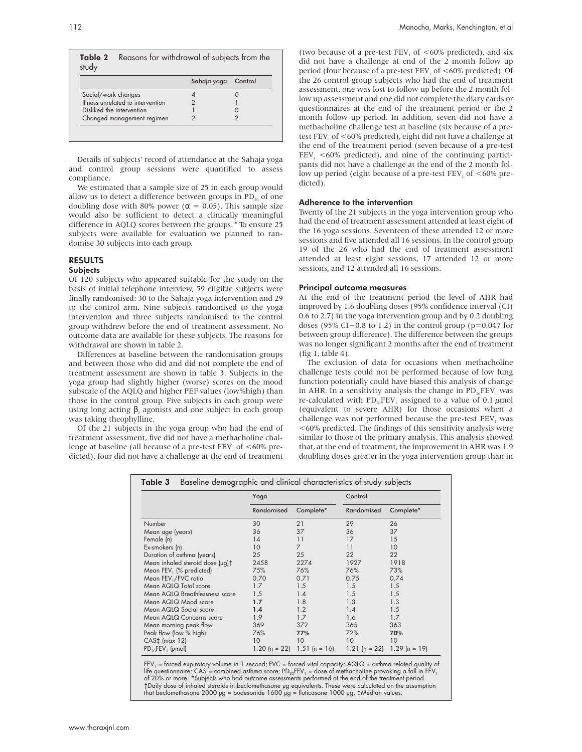**Table 2** Reasons for withdrawal of subjects from the study

| | Sahaja yoga | Control |
|---|---|---|
| Social/work changes | 4 | 0 |
| Illness unrelated to intervention | 2 | 1 |
| Disliked the intervention | 1 | 0 |
| Changed management regimen | 2 | 2 |

Details of subjects' record of attendance at the Sahaja yoga and control group sessions were quantified to assess compliance.

We estimated that a sample size of 25 in each group would allow us to detect a difference between groups in $PD_{20}$ of one doubling dose with 80% power ($\alpha = 0.05$). This sample size would also be sufficient to detect a clinically meaningful difference in AQLQ scores between the groups.[16] To ensure 25 subjects were available for evaluation we planned to randomise 30 subjects into each group.

## RESULTS

### Subjects

Of 120 subjects who appeared suitable for the study on the basis of initial telephone interview, 59 eligible subjects were finally randomised: 30 to the Sahaja yoga intervention and 29 to the control arm. Nine subjects randomised to the yoga intervention and three subjects randomised to the control group withdrew before the end of treatment assessment. No outcome data are available for these subjects. The reasons for withdrawal are shown in table 2.

Differences at baseline between the randomisation groups and between those who did and did not complete the end of treatment assessment are shown in table 3. Subjects in the yoga group had slightly higher (worse) scores on the mood subscale of the AQLQ and higher PEF values (low%high) than those in the control group. Five subjects in each group were using long acting $\beta_2$ agonists and one subject in each group was taking theophylline.

Of the 21 subjects in the yoga group who had the end of treatment assessment, five did not have a methacholine challenge at baseline (all because of a pre-test $FEV_1$ of <60% predicted), four did not have a challenge at the end of treatment (two because of a pre-test $FEV_1$ of <60% predicted), and six did not have a challenge at end of the 2 month follow up period (four because of a pre-test $FEV_1$ of <60% predicted). Of the 26 control group subjects who had the end of treatment assessment, one was lost to follow up before the 2 month follow up assessment and one did not complete the diary cards or questionnaires at the end of the treatment period or the 2 month follow up period. In addition, seven did not have a methacholine challenge test at baseline (six because of a pre-test $FEV_1$ of <60% predicted), eight did not have a challenge at the end of the treatment period (seven because of a pre-test $FEV_1$ <60% predicted), and nine of the continuing participants did not have a challenge at the end of the 2 month follow up period (eight because of a pre-test $FEV_1$ of <60% predicted).

### Adherence to the intervention

Twenty of the 21 subjects in the yoga intervention group who had the end of treatment assessment attended at least eight of the 16 yoga sessions. Seventeen of these attended 12 or more sessions and five attended all 16 sessions. In the control group 19 of the 26 who had the end of treatment assessment attended at least eight sessions, 17 attended 12 or more sessions, and 12 attended all 16 sessions.

### Principal outcome measures

At the end of the treatment period the level of AHR had improved by 1.6 doubling doses (95% confidence interval (CI) 0.6 to 2.7) in the yoga intervention group and by 0.2 doubling doses (95% CI −0.8 to 1.2) in the control group (p=0.047 for between group difference). The difference between the groups was no longer significant 2 months after the end of treatment (fig 1, table 4).

The exclusion of data for occasions when methacholine challenge tests could not be performed because of low lung function potentially could have biased this analysis of change in AHR. In a sensitivity analysis the change in $PD_{20}FEV_1$ was re-calculated with $PD_{20}FEV_1$ assigned to a value of 0.1 μmol (equivalent to severe AHR) for those occasions when a challenge was not performed because the pre-test $FEV_1$ was <60% predicted. The findings of this sensitivity analysis were similar to those of the primary analysis. This analysis showed that, at the end of treatment, the improvement in AHR was 1.9 doubling doses greater in the yoga intervention group than in

**Table 3** Baseline demographic and clinical characteristics of study subjects

| | Yoga | | Control | |
|---|---|---|---|---|
| | Randomised | Complete* | Randomised | Complete* |
| Number | 30 | 21 | 29 | 26 |
| Mean age (years) | 36 | 37 | 36 | 37 |
| Female (n) | 14 | 11 | 17 | 15 |
| Ex-smokers (n) | 10 | 7 | 11 | 10 |
| Duration of asthma (years) | 25 | 25 | 22 | 22 |
| Mean inhaled steroid dose (μg)† | 2458 | 2274 | 1927 | 1918 |
| Mean $FEV_1$ (% predicted) | 75% | 76% | 76% | 73% |
| Mean $FEV_1$/FVC ratio | 0.70 | 0.71 | 0.75 | 0.74 |
| Mean AQLQ Total score | 1.7 | 1.5 | 1.5 | 1.5 |
| Mean AQLQ Breathlessness score | 1.5 | 1.4 | 1.5 | 1.5 |
| Mean AQLQ Mood score | **1.7** | 1.8 | 1.3 | 1.3 |
| Mean AQLQ Social score | **1.4** | 1.2 | 1.4 | 1.5 |
| Mean AQLQ Concerns score | 1.9 | 1.7 | 1.6 | 1.7 |
| Mean morning peak flow | 369 | 372 | 365 | 363 |
| Peak flow (low % high) | 76% | **77%** | 72% | **70%** |
| CAS‡ (max 12) | 10 | 10 | 10 | 10 |
| $PD_{20}FEV_1$ (μmol) | 1.20 (n = 22) | 1.51 (n = 16) | 1.21 (n = 22) | 1.29 (n = 19) |

$FEV_1$ = forced expiratory volume in 1 second; FVC = forced vital capacity; AQLQ = asthma related quality of life questionnaire; CAS = combined asthma score; $PD_{20}FEV_1$ = dose of methacholine provoking a fall in $FEV_1$ of 20% or more. *Subjects who had outcome assessments performed at the end of the treatment period. †Daily dose of inhaled steroids in beclomethasone μg equivalents. These were calculated on the assumption that beclomethasone 2000 μg = budesonide 1600 μg = fluticasone 1000 μg. ‡Median values.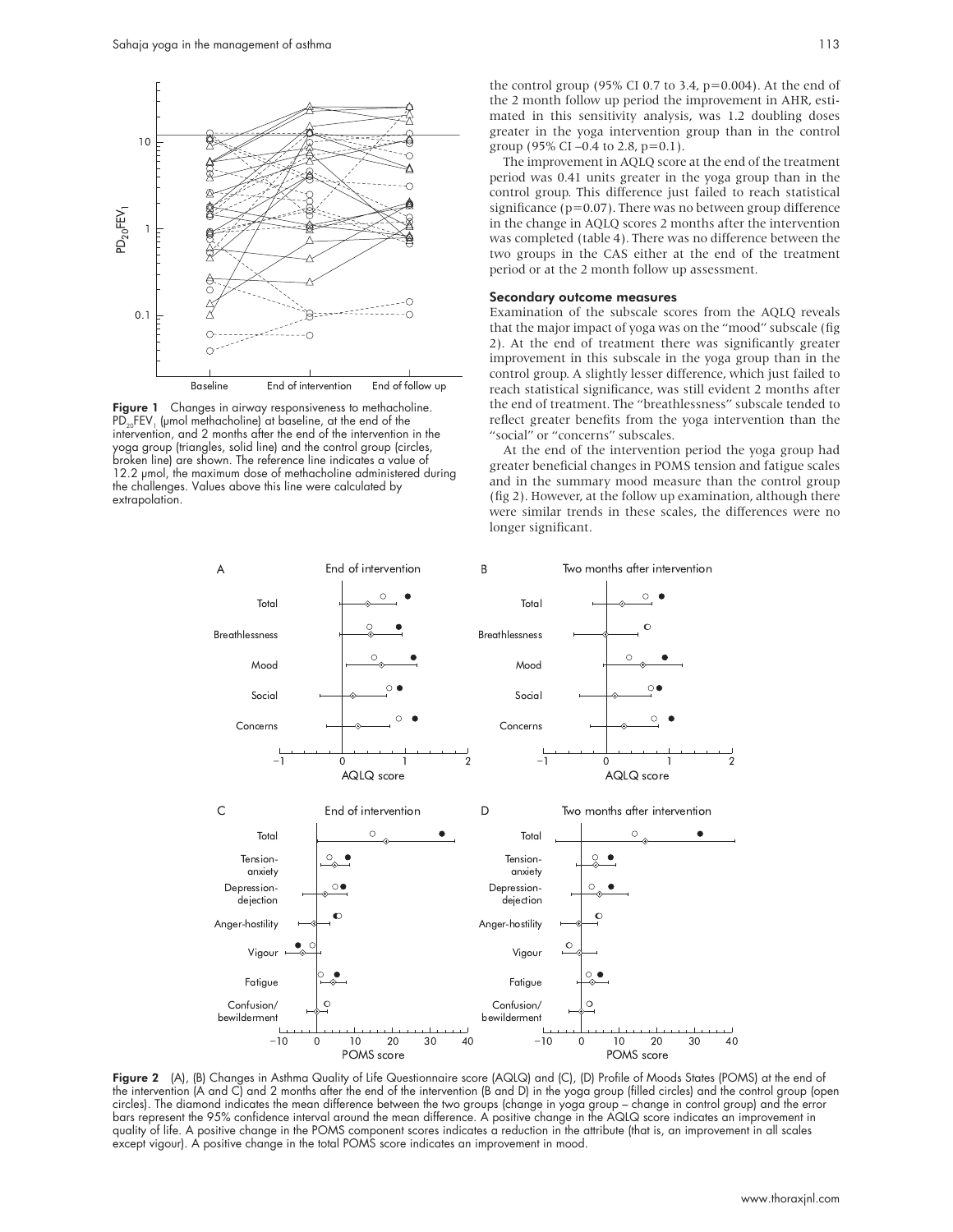Figure 1 Changes in airway responsiveness to methacholine. $PD_{20}FEV_1$ (μmol methacholine) at baseline, at the end of the intervention, and 2 months after the end of the intervention in the yoga group (triangles, solid line) and the control group (circles, broken line) are shown. The reference line indicates a value of 12.2 μmol, the maximum dose of methacholine administered during the challenges. Values above this line were calculated by extrapolation.

the control group (95% CI 0.7 to 3.4, p=0.004). At the end of the 2 month follow up period the improvement in AHR, estimated in this sensitivity analysis, was 1.2 doubling doses greater in the yoga intervention group than in the control group (95% CI −0.4 to 2.8, p=0.1).

The improvement in AQLQ score at the end of the treatment period was 0.41 units greater in the yoga group than in the control group. This difference just failed to reach statistical significance (p=0.07). There was no between group difference in the change in AQLQ scores 2 months after the intervention was completed (table 4). There was no difference between the two groups in the CAS either at the end of the treatment period or at the 2 month follow up assessment.

### Secondary outcome measures

Examination of the subscale scores from the AQLQ reveals that the major impact of yoga was on the "mood" subscale (fig 2). At the end of treatment there was significantly greater improvement in this subscale in the yoga group than in the control group. A slightly lesser difference, which just failed to reach statistical significance, was still evident 2 months after the end of treatment. The "breathlessness" subscale tended to reflect greater benefits from the yoga intervention than the "social" or "concerns" subscales.

At the end of the intervention period the yoga group had greater beneficial changes in POMS tension and fatigue scales and in the summary mood measure than the control group (fig 2). However, at the follow up examination, although there were similar trends in these scales, the differences were no longer significant.

Figure 2 (A), (B) Changes in Asthma Quality of Life Questionnaire score (AQLQ) and (C), (D) Profile of Moods States (POMS) at the end of the intervention (A and C) and 2 months after the end of the intervention (B and D) in the yoga group (filled circles) and the control group (open circles). The diamond indicates the mean difference between the two groups (change in yoga group – change in control group) and the error bars represent the 95% confidence interval around the mean difference. A positive change in the AQLQ score indicates an improvement in quality of life. A positive change in the POMS component scores indicates a reduction in the attribute (that is, an improvement in all scales except vigour). A positive change in the total POMS score indicates an improvement in mood.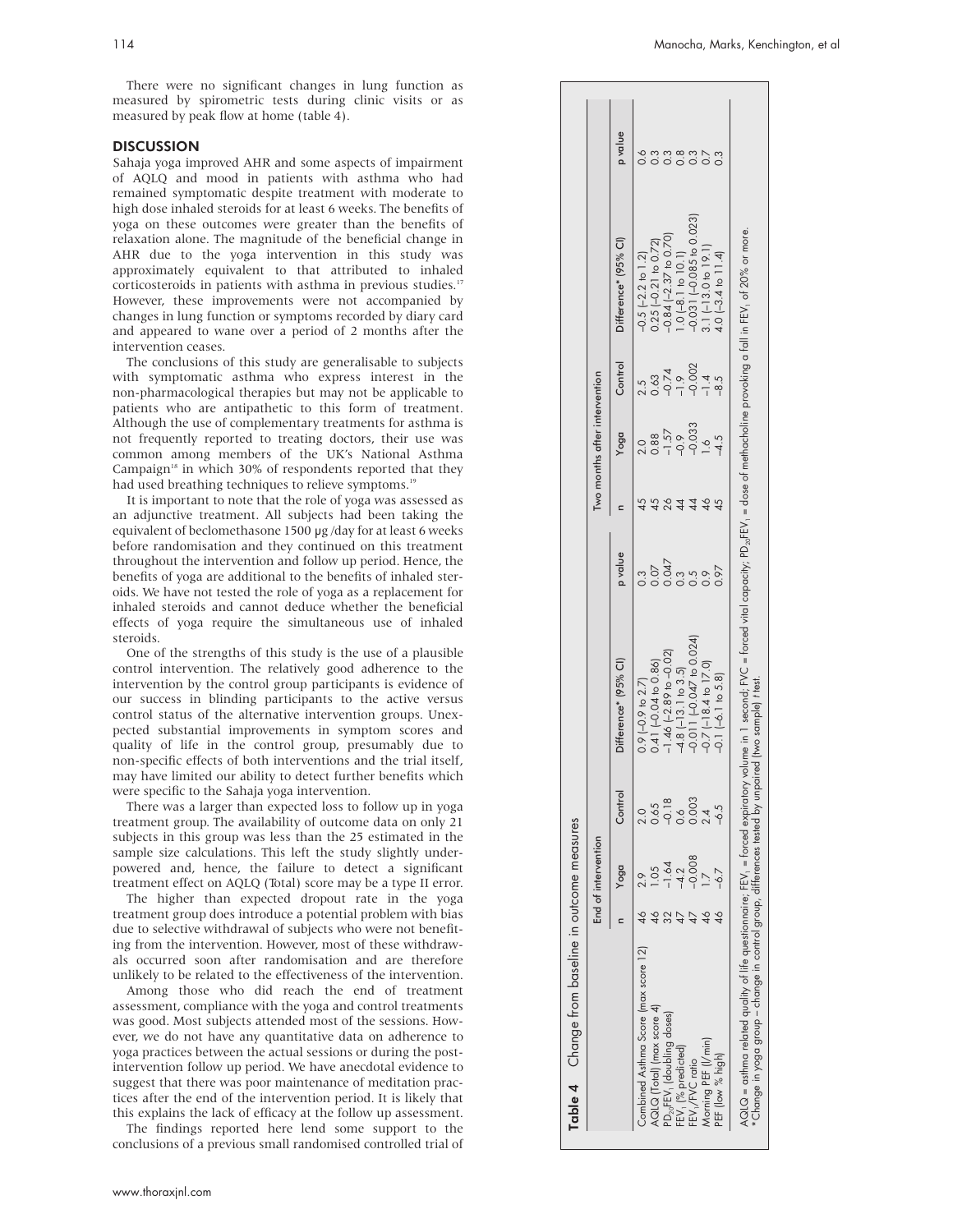There were no significant changes in lung function as measured by spirometric tests during clinic visits or as measured by peak flow at home (table 4).

## DISCUSSION

Sahaja yoga improved AHR and some aspects of impairment of AQLQ and mood in patients with asthma who had remained symptomatic despite treatment with moderate to high dose inhaled steroids for at least 6 weeks. The benefits of yoga on these outcomes were greater than the benefits of relaxation alone. The magnitude of the beneficial change in AHR due to the yoga intervention in this study was approximately equivalent to that attributed to inhaled corticosteroids in patients with asthma in previous studies.[17] However, these improvements were not accompanied by changes in lung function or symptoms recorded by diary card and appeared to wane over a period of 2 months after the intervention ceases.

The conclusions of this study are generalisable to subjects with symptomatic asthma who express interest in the non-pharmacological therapies but may not be applicable to patients who are antipathetic to this form of treatment. Although the use of complementary treatments for asthma is not frequently reported to treating doctors, their use was common among members of the UK's National Asthma Campaign[18] in which 30% of respondents reported that they had used breathing techniques to relieve symptoms.[19]

It is important to note that the role of yoga was assessed as an adjunctive treatment. All subjects had been taking the equivalent of beclomethasone 1500 μg /day for at least 6 weeks before randomisation and they continued on this treatment throughout the intervention and follow up period. Hence, the benefits of yoga are additional to the benefits of inhaled steroids. We have not tested the role of yoga as a replacement for inhaled steroids and cannot deduce whether the beneficial effects of yoga require the simultaneous use of inhaled steroids.

One of the strengths of this study is the use of a plausible control intervention. The relatively good adherence to the intervention by the control group participants is evidence of our success in blinding participants to the active versus control status of the alternative intervention groups. Unexpected substantial improvements in symptom scores and quality of life in the control group, presumably due to non-specific effects of both interventions and the trial itself, may have limited our ability to detect further benefits which were specific to the Sahaja yoga intervention.

There was a larger than expected loss to follow up in yoga treatment group. The availability of outcome data on only 21 subjects in this group was less than the 25 estimated in the sample size calculations. This left the study slightly underpowered and, hence, the failure to detect a significant treatment effect on AQLQ (Total) score may be a type II error.

The higher than expected dropout rate in the yoga treatment group does introduce a potential problem with bias due to selective withdrawal of subjects who were not benefiting from the intervention. However, most of these withdrawals occurred soon after randomisation and are therefore unlikely to be related to the effectiveness of the intervention.

Among those who did reach the end of treatment assessment, compliance with the yoga and control treatments was good. Most subjects attended most of the sessions. However, we do not have any quantitative data on adherence to yoga practices between the actual sessions or during the post-intervention follow up period. We have anecdotal evidence to suggest that there was poor maintenance of meditation practices after the end of the intervention period. It is likely that this explains the lack of efficacy at the follow up assessment.

The findings reported here lend some support to the conclusions of a previous small randomised controlled trial of

**Table 4** Change from baseline in outcome measures

| | End of intervention | | | | | Two months after intervention | | | | |
|---|---|---|---|---|---|---|---|---|---|---|
| | n | Yoga | Control | Difference* (95% CI) | p value | n | Yoga | Control | Difference* (95% CI) | p value |
| Combined Asthma Score (max score 12) | 46 | 2.9 | 2.0 | 0.9 (−0.9 to 2.7) | 0.3 | 45 | 2.0 | 2.5 | −0.5 (−2.2 to 1.2) | 0.6 |
| AQLQ (Total) (max score 4) | 46 | 1.05 | 0.65 | 0.41 (−0.04 to 0.86) | 0.07 | 45 | 0.88 | 0.63 | 0.25 (−0.21 to 0.72) | 0.3 |
| $PD_{20}FEV_1$ (doubling doses) | 32 | −1.64 | −0.18 | −1.46 (−2.89 to −0.02) | 0.047 | 26 | −1.57 | −0.74 | −0.84 (−2.37 to 0.70) | 0.3 |
| $FEV_1$ (% predicted) | 47 | −4.2 | 0.6 | −4.8 (−13.1 to 3.5) | 0.3 | 44 | −0.9 | −1.9 | 1.0 (−8.1 to 10.1) | 0.8 |
| $FEV_1$/FVC ratio | 47 | −0.008 | 0.003 | −0.011 (−0.047 to 0.024) | 0.5 | 44 | −0.033 | −0.002 | −0.031 (−0.085 to 0.023) | 0.3 |
| Morning PEF (l/min) | 46 | 1.7 | 2.4 | −0.7 (−18.4 to 17.0) | 0.9 | 46 | 1.6 | −1.4 | 3.1 (−13.0 to 19.1) | 0.7 |
| PEF (low % high) | 46 | −6.7 | −6.5 | −0.1 (−6.1 to 5.8) | 0.97 | 45 | −4.5 | −8.5 | 4.0 (−3.4 to 11.4) | 0.3 |

AQLQ = asthma related quality of life questionnaire; $FEV_1$ = forced expiratory volume in 1 second; FVC = forced vital capacity; $PD_{20}FEV_1$ = dose of methacholine provoking a fall in $FEV_1$ of 20% or more.
*Change in yoga group − change in control group, differences tested by unpaired (two sample) t test.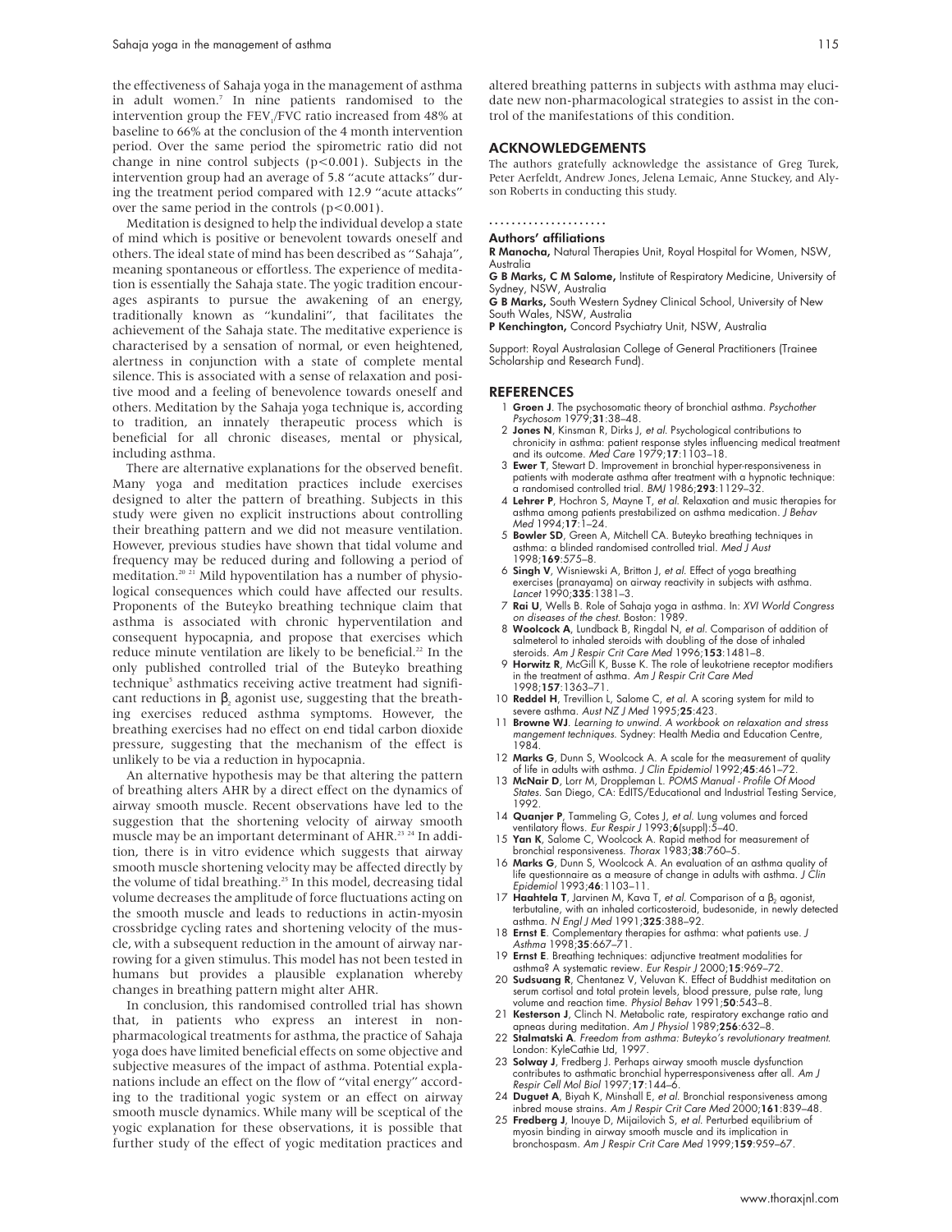the effectiveness of Sahaja yoga in the management of asthma in adult women.[7] In nine patients randomised to the intervention group the $FEV_1/FVC$ ratio increased from 48% at baseline to 66% at the conclusion of the 4 month intervention period. Over the same period the spirometric ratio did not change in nine control subjects ($p<0.001$). Subjects in the intervention group had an average of 5.8 "acute attacks" during the treatment period compared with 12.9 "acute attacks" over the same period in the controls ($p<0.001$).

Meditation is designed to help the individual develop a state of mind which is positive or benevolent towards oneself and others. The ideal state of mind has been described as "Sahaja", meaning spontaneous or effortless. The experience of meditation is essentially the Sahaja state. The yogic tradition encourages aspirants to pursue the awakening of an energy, traditionally known as "kundalini", that facilitates the achievement of the Sahaja state. The meditative experience is characterised by a sensation of normal, or even heightened, alertness in conjunction with a state of complete mental silence. This is associated with a sense of relaxation and positive mood and a feeling of benevolence towards oneself and others. Meditation by the Sahaja yoga technique is, according to tradition, an innately therapeutic process which is beneficial for all chronic diseases, mental or physical, including asthma.

There are alternative explanations for the observed benefit. Many yoga and meditation practices include exercises designed to alter the pattern of breathing. Subjects in this study were given no explicit instructions about controlling their breathing pattern and we did not measure ventilation. However, previous studies have shown that tidal volume and frequency may be reduced during and following a period of meditation.[20 21] Mild hypoventilation has a number of physiological consequences which could have affected our results. Proponents of the Buteyko breathing technique claim that asthma is associated with chronic hyperventilation and consequent hypocapnia, and propose that exercises which reduce minute ventilation are likely to be beneficial.[22] In the only published controlled trial of the Buteyko breathing technique[5] asthmatics receiving active treatment had significant reductions in $\beta_2$ agonist use, suggesting that the breathing exercises reduced asthma symptoms. However, the breathing exercises had no effect on end tidal carbon dioxide pressure, suggesting that the mechanism of the effect is unlikely to be via a reduction in hypocapnia.

An alternative hypothesis may be that altering the pattern of breathing alters AHR by a direct effect on the dynamics of airway smooth muscle. Recent observations have led to the suggestion that the shortening velocity of airway smooth muscle may be an important determinant of AHR.[23 24] In addition, there is in vitro evidence which suggests that airway smooth muscle shortening velocity may be affected directly by the volume of tidal breathing.[25] In this model, decreasing tidal volume decreases the amplitude of force fluctuations acting on the smooth muscle and leads to reductions in actin-myosin crossbridge cycling rates and shortening velocity of the muscle, with a subsequent reduction in the amount of airway narrowing for a given stimulus. This model has not been tested in humans but provides a plausible explanation whereby changes in breathing pattern might alter AHR.

In conclusion, this randomised controlled trial has shown that, in patients who express an interest in non-pharmacological treatments for asthma, the practice of Sahaja yoga does have limited beneficial effects on some objective and subjective measures of the impact of asthma. Potential explanations include an effect on the flow of "vital energy" according to the traditional yogic system or an effect on airway smooth muscle dynamics. While many will be sceptical of the yogic explanation for these observations, it is possible that further study of the effect of yogic meditation practices and altered breathing patterns in subjects with asthma may elucidate new non-pharmacological strategies to assist in the control of the manifestations of this condition.

## ACKNOWLEDGEMENTS

The authors gratefully acknowledge the assistance of Greg Turek, Peter Aerfeldt, Andrew Jones, Jelena Lemaic, Anne Stuckey, and Alyson Roberts in conducting this study.

### Authors' affiliations

**R Manocha,** Natural Therapies Unit, Royal Hospital for Women, NSW, Australia

**G B Marks, C M Salome,** Institute of Respiratory Medicine, University of Sydney, NSW, Australia

**G B Marks,** South Western Sydney Clinical School, University of New South Wales, NSW, Australia

**P Kenchington,** Concord Psychiatry Unit, NSW, Australia

Support: Royal Australasian College of General Practitioners (Trainee Scholarship and Research Fund).

## REFERENCES

1. **Groen J**. The psychosomatic theory of bronchial asthma. *Psychother Psychosom* 1979;**31**:38–48.
2. **Jones N**, Kinsman R, Dirks J, *et al.* Psychological contributions to chronicity in asthma: patient response styles influencing medical treatment and its outcome. *Med Care* 1979;**17**:1103–18.
3. **Ewer T**, Stewart D. Improvement in bronchial hyper-responsiveness in patients with moderate asthma after treatment with a hypnotic technique: a randomised controlled trial. *BMJ* 1986;**293**:1129–32.
4. **Lehrer P**, Hochron S, Mayne T, *et al.* Relaxation and music therapies for asthma among patients prestabilized on asthma medication. *J Behav Med* 1994;**17**:1–24.
5. **Bowler SD**, Green A, Mitchell CA. Buteyko breathing techniques in asthma: a blinded randomised controlled trial. *Med J Aust* 1998;**169**:575–8.
6. **Singh V**, Wisniewski A, Britton J, *et al.* Effect of yoga breathing exercises (pranayama) on airway reactivity in subjects with asthma. *Lancet* 1990;**335**:1381–3.
7. **Rai U**, Wells B. Role of Sahaja yoga in asthma. In: *XVI World Congress on diseases of the chest.* Boston: 1989.
8. **Woolcock A**, Lundback B, Ringdal N, *et al.* Comparison of addition of salmeterol to inhaled steroids with doubling of the dose of inhaled steroids. *Am J Respir Crit Care Med* 1996;**153**:1481–8.
9. **Horwitz R**, McGill K, Busse K. The role of leukotriene receptor modifiers in the treatment of asthma. *Am J Respir Crit Care Med* 1998;**157**:1363–71.
10. **Reddel H**, Trevillion L, Salome C, *et al.* A scoring system for mild to severe asthma. *Aust NZ J Med* 1995;**25**:423.
11. **Browne WJ**. *Learning to unwind. A workbook on relaxation and stress mangement techniques.* Sydney: Health Media and Education Centre, 1984.
12. **Marks G**, Dunn S, Woolcock A. A scale for the measurement of quality of life in adults with asthma. *J Clin Epidemiol* 1992;**45**:461–72.
13. **McNair D**, Lorr M, Droppleman L. *POMS Manual - Profile Of Mood States.* San Diego, CA: EdITS/Educational and Industrial Testing Service, 1992.
14. **Quanjer P**, Tammeling G, Cotes J, *et al.* Lung volumes and forced ventilatory flows. *Eur Respir J* 1993;**6**(suppl):5–40.
15. **Yan K**, Salome C, Woolcock A. Rapid method for measurement of bronchial responsiveness. *Thorax* 1983;**38**:760–5.
16. **Marks G**, Dunn S, Woolcock A. An evaluation of an asthma quality of life questionnaire as a measure of change in adults with asthma. *J Clin Epidemiol* 1993;**46**:1103–11.
17. **Haahtela T**, Jarvinen M, Kava T, *et al.* Comparison of a $\beta_2$ agonist, terbutaline, with an inhaled corticosteroid, budesonide, in newly detected asthma. *N Engl J Med* 1991;**325**:388–92.
18. **Ernst E**. Complementary therapies for asthma: what patients use. *J Asthma* 1998;**35**:667–71.
19. **Ernst E**. Breathing techniques: adjunctive treatment modalities for asthma? A systematic review. *Eur Respir J* 2000;**15**:969–72.
20. **Sudsuang R**, Chentanez V, Veluvan K. Effect of Buddhist meditation on serum cortisol and total protein levels, blood pressure, pulse rate, lung volume and reaction time. *Physiol Behav* 1991;**50**:543–8.
21. **Kesterson J**, Clinch N. Metabolic rate, respiratory exchange ratio and apneas during meditation. *Am J Physiol* 1989;**256**:632–8.
22. **Stalmatski A**. *Freedom from asthma: Buteyko's revolutionary treatment.* London: KyleCathie Ltd, 1997.
23. **Solway J**, Fredberg J. Perhaps airway smooth muscle dysfunction contributes to asthmatic bronchial hyperresponsiveness after all. *Am J Respir Cell Mol Biol* 1997;**17**:144–6.
24. **Duguet A**, Biyah K, Minshall E, *et al.* Bronchial responsiveness among inbred mouse strains. *Am J Respir Crit Care Med* 2000;**161**:839–48.
25. **Fredberg J**, Inouye D, Mijailovich S, *et al.* Perturbed equilibrium of myosin binding in airway smooth muscle and its implication in bronchospasm. *Am J Respir Crit Care Med* 1999;**159**:959–67.